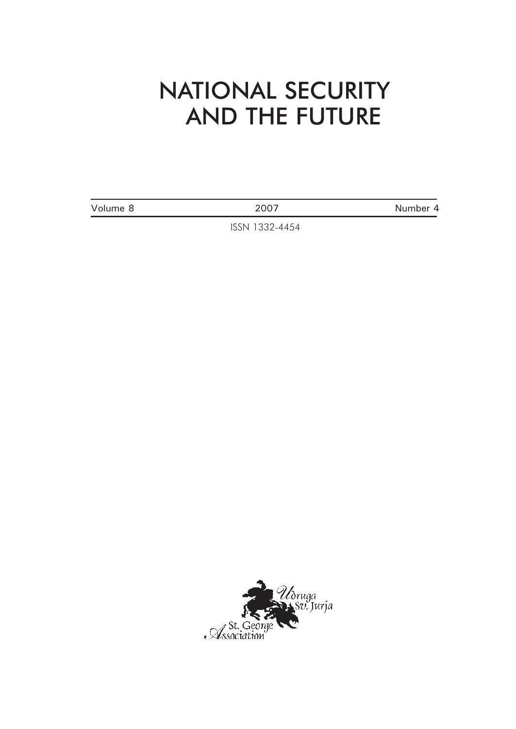# NATIONAL SECURITY AND THE FUTURE

| Volume 8 | 2007 | Number 4 |
|---|---|---|

ISSN 1332-4454

Udruga Sv. Jurja

St. George Association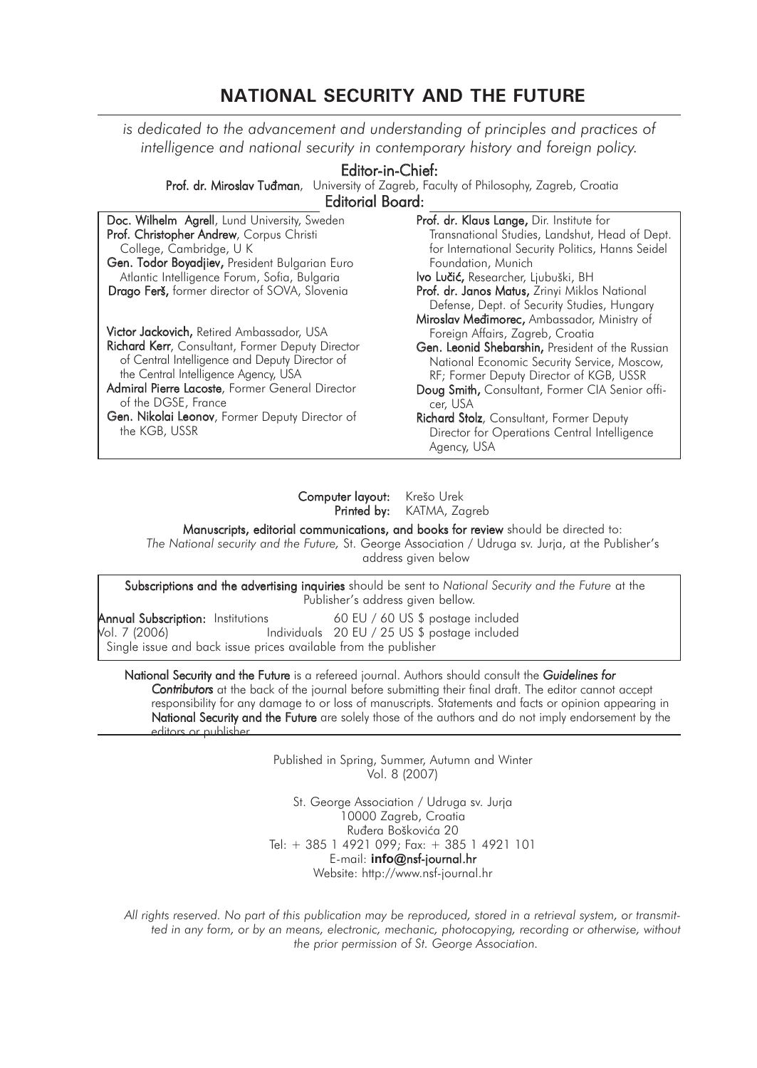# NATIONAL SECURITY AND THE FUTURE

*is dedicated to the advancement and understanding of principles and practices of intelligence and national security in contemporary history and foreign policy.*

## Editor-in-Chief:

**Prof. dr. Miroslav Tuđman**, University of Zagreb, Faculty of Philosophy, Zagreb, Croatia

## Editorial Board:

**Doc. Wilhelm Agrell**, Lund University, Sweden
**Prof. Christopher Andrew**, Corpus Christi College, Cambridge, U K
**Gen. Todor Boyadjiev,** President Bulgarian Euro Atlantic Intelligence Forum, Sofia, Bulgaria
**Drago Ferš,** former director of SOVA, Slovenia
**Victor Jackovich,** Retired Ambassador, USA
**Richard Kerr**, Consultant, Former Deputy Director of Central Intelligence and Deputy Director of the Central Intelligence Agency, USA
**Admiral Pierre Lacoste**, Former General Director of the DGSE, France
**Gen. Nikolai Leonov**, Former Deputy Director of the KGB, USSR
**Prof. dr. Klaus Lange,** Dir. Institute for Transnational Studies, Landshut, Head of Dept. for International Security Politics, Hanns Seidel Foundation, Munich
**Ivo Lučić,** Researcher, Ljubuški, BH
**Prof. dr. Janos Matus,** Zrinyi Miklos National Defense, Dept. of Security Studies, Hungary
**Miroslav Međimorec,** Ambassador, Ministry of Foreign Affairs, Zagreb, Croatia
**Gen. Leonid Shebarshin,** President of the Russian National Economic Security Service, Moscow, RF; Former Deputy Director of KGB, USSR
**Doug Smith,** Consultant, Former CIA Senior officer, USA
**Richard Stolz**, Consultant, Former Deputy Director for Operations Central Intelligence Agency, USA

**Computer layout:** Krešo Urek
**Printed by:** KATMA, Zagreb

**Manuscripts, editorial communications, and books for review** should be directed to: *The National security and the Future,* St. George Association / Udruga sv. Jurja, at the Publisher's address given below

**Subscriptions and the advertising inquiries** should be sent to *National Security and the Future* at the Publisher's address given bellow.

**Annual Subscription:** Institutions 60 EU / 60 US $ postage included
Vol. 7 (2006) Individuals 20 EU / 25 US $ postage included
Single issue and back issue prices available from the publisher

**National Security and the Future** is a refereed journal. Authors should consult the ***Guidelines for Contributors*** at the back of the journal before submitting their final draft. The editor cannot accept responsibility for any damage to or loss of manuscripts. Statements and facts or opinion appearing in **National Security and the Future** are solely those of the authors and do not imply endorsement by the editors or publisher.

Published in Spring, Summer, Autumn and Winter
Vol. 8 (2007)

St. George Association / Udruga sv. Jurja
10000 Zagreb, Croatia
Ruđera Boškovića 20
Tel: + 385 1 4921 099; Fax: + 385 1 4921 101
E-mail: **info@nsf-journal.hr**
Website: http://www.nsf-journal.hr

*All rights reserved. No part of this publication may be reproduced, stored in a retrieval system, or transmitted in any form, or by an means, electronic, mechanic, photocopying, recording or otherwise, without the prior permission of St. George Association.*